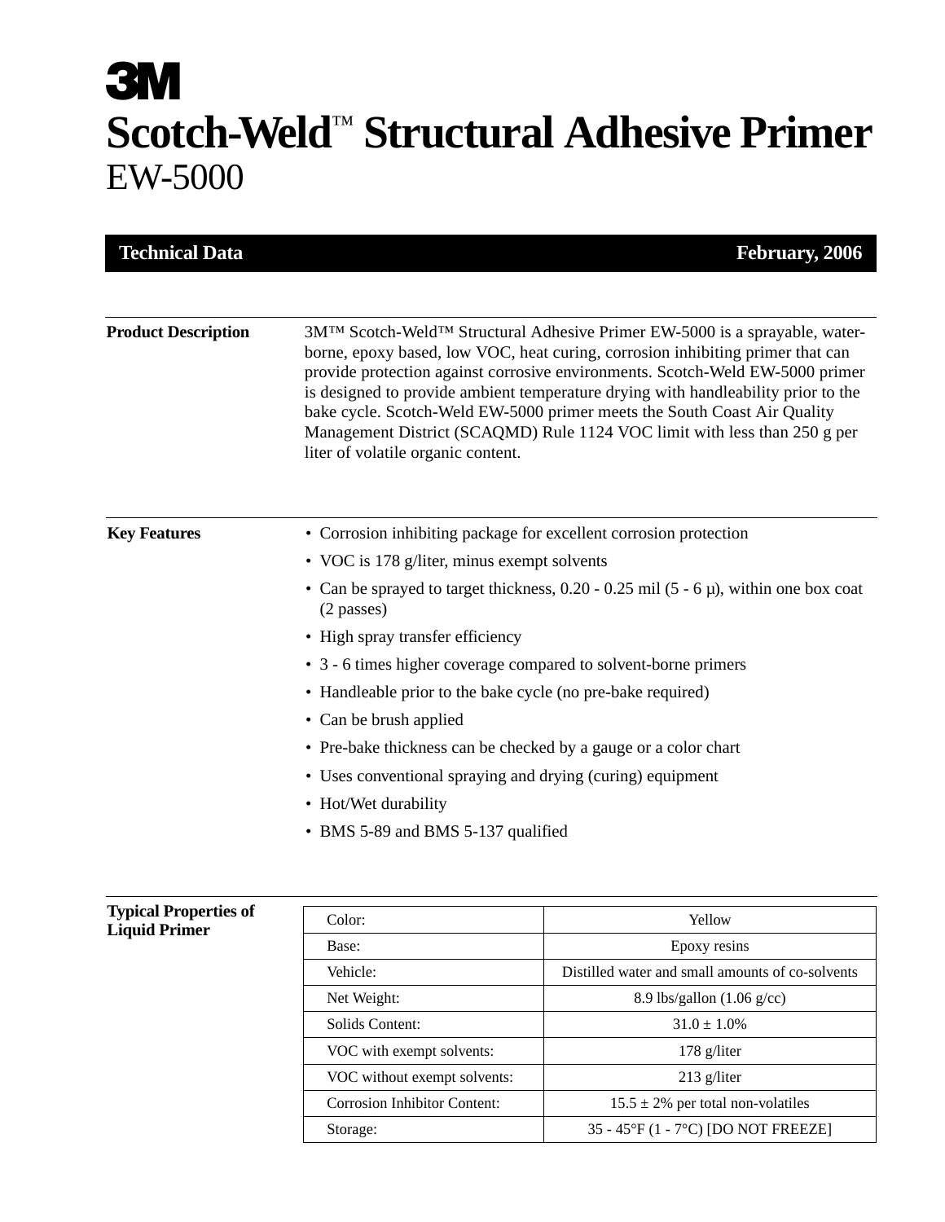3M

# Scotch-Weld™ Structural Adhesive Primer

## EW-5000

**Technical Data** **February, 2006**

### Product Description

3M™ Scotch-Weld™ Structural Adhesive Primer EW-5000 is a sprayable, water-borne, epoxy based, low VOC, heat curing, corrosion inhibiting primer that can provide protection against corrosive environments. Scotch-Weld EW-5000 primer is designed to provide ambient temperature drying with handleability prior to the bake cycle. Scotch-Weld EW-5000 primer meets the South Coast Air Quality Management District (SCAQMD) Rule 1124 VOC limit with less than 250 g per liter of volatile organic content.

### Key Features

- Corrosion inhibiting package for excellent corrosion protection
- VOC is 178 g/liter, minus exempt solvents
- Can be sprayed to target thickness, 0.20 - 0.25 mil (5 - 6 µ), within one box coat (2 passes)
- High spray transfer efficiency
- 3 - 6 times higher coverage compared to solvent-borne primers
- Handleable prior to the bake cycle (no pre-bake required)
- Can be brush applied
- Pre-bake thickness can be checked by a gauge or a color chart
- Uses conventional spraying and drying (curing) equipment
- Hot/Wet durability
- BMS 5-89 and BMS 5-137 qualified

### Typical Properties of Liquid Primer

| Property | Value |
|---|---|
| Color: | Yellow |
| Base: | Epoxy resins |
| Vehicle: | Distilled water and small amounts of co-solvents |
| Net Weight: | 8.9 lbs/gallon (1.06 g/cc) |
| Solids Content: | 31.0 ± 1.0% |
| VOC with exempt solvents: | 178 g/liter |
| VOC without exempt solvents: | 213 g/liter |
| Corrosion Inhibitor Content: | 15.5 ± 2% per total non-volatiles |
| Storage: | 35 - 45°F (1 - 7°C) [DO NOT FREEZE] |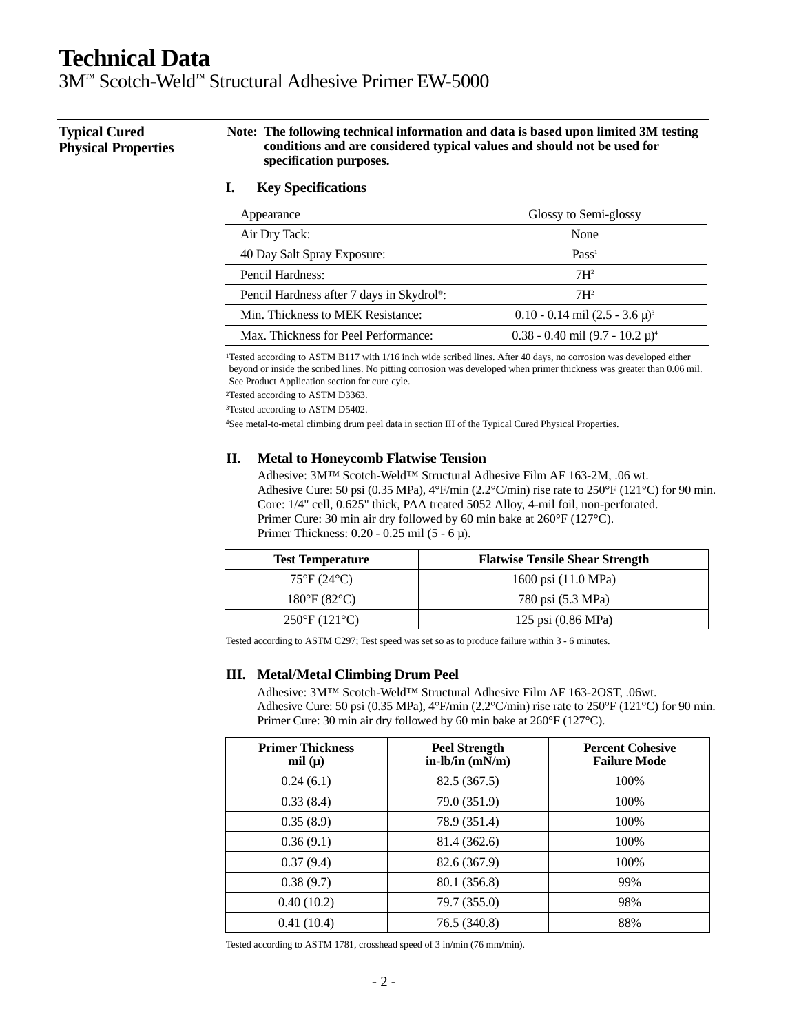# Technical Data

3M™ Scotch-Weld™ Structural Adhesive Primer EW-5000

## Typical Cured Physical Properties

**Note: The following technical information and data is based upon limited 3M testing conditions and are considered typical values and should not be used for specification purposes.**

### I. Key Specifications

| | |
|---|---|
| Appearance | Glossy to Semi-glossy |
| Air Dry Tack: | None |
| 40 Day Salt Spray Exposure: | Pass[1] |
| Pencil Hardness: | 7H[2] |
| Pencil Hardness after 7 days in Skydrol®: | 7H[2] |
| Min. Thickness to MEK Resistance: | 0.10 - 0.14 mil (2.5 - 3.6 µ)[3] |
| Max. Thickness for Peel Performance: | 0.38 - 0.40 mil (9.7 - 10.2 µ)[4] |

[1]Tested according to ASTM B117 with 1/16 inch wide scribed lines. After 40 days, no corrosion was developed either beyond or inside the scribed lines. No pitting corrosion was developed when primer thickness was greater than 0.06 mil. See Product Application section for cure cyle.

[2]Tested according to ASTM D3363.

[3]Tested according to ASTM D5402.

[4]See metal-to-metal climbing drum peel data in section III of the Typical Cured Physical Properties.

### II. Metal to Honeycomb Flatwise Tension

Adhesive: 3M™ Scotch-Weld™ Structural Adhesive Film AF 163-2M, .06 wt.
Adhesive Cure: 50 psi (0.35 MPa), 4°F/min (2.2°C/min) rise rate to 250°F (121°C) for 90 min.
Core: 1/4" cell, 0.625" thick, PAA treated 5052 Alloy, 4-mil foil, non-perforated.
Primer Cure: 30 min air dry followed by 60 min bake at 260°F (127°C).
Primer Thickness: 0.20 - 0.25 mil (5 - 6 µ).

| Test Temperature | Flatwise Tensile Shear Strength |
|---|---|
| 75°F (24°C) | 1600 psi (11.0 MPa) |
| 180°F (82°C) | 780 psi (5.3 MPa) |
| 250°F (121°C) | 125 psi (0.86 MPa) |

Tested according to ASTM C297; Test speed was set so as to produce failure within 3 - 6 minutes.

### III. Metal/Metal Climbing Drum Peel

Adhesive: 3M™ Scotch-Weld™ Structural Adhesive Film AF 163-2OST, .06wt.
Adhesive Cure: 50 psi (0.35 MPa), 4°F/min (2.2°C/min) rise rate to 250°F (121°C) for 90 min.
Primer Cure: 30 min air dry followed by 60 min bake at 260°F (127°C).

| Primer Thickness mil (µ) | Peel Strength in-lb/in (mN/m) | Percent Cohesive Failure Mode |
|---|---|---|
| 0.24 (6.1) | 82.5 (367.5) | 100% |
| 0.33 (8.4) | 79.0 (351.9) | 100% |
| 0.35 (8.9) | 78.9 (351.4) | 100% |
| 0.36 (9.1) | 81.4 (362.6) | 100% |
| 0.37 (9.4) | 82.6 (367.9) | 100% |
| 0.38 (9.7) | 80.1 (356.8) | 99% |
| 0.40 (10.2) | 79.7 (355.0) | 98% |
| 0.41 (10.4) | 76.5 (340.8) | 88% |

Tested according to ASTM 1781, crosshead speed of 3 in/min (76 mm/min).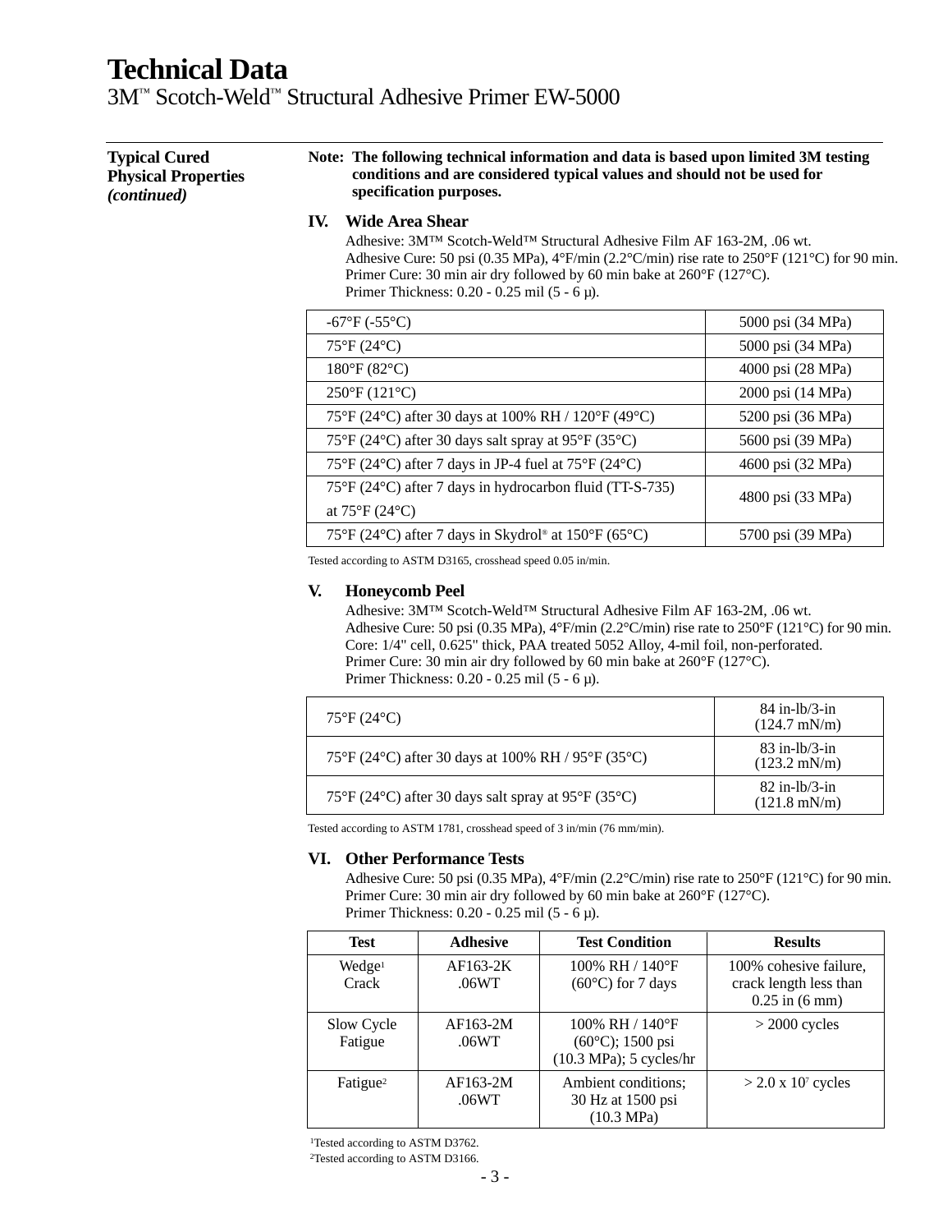# Technical Data

3M™ Scotch-Weld™ Structural Adhesive Primer EW-5000

**Typical Cured Physical Properties *(continued)***

**Note: The following technical information and data is based upon limited 3M testing conditions and are considered typical values and should not be used for specification purposes.**

### IV. Wide Area Shear

Adhesive: 3M™ Scotch-Weld™ Structural Adhesive Film AF 163-2M, .06 wt.
Adhesive Cure: 50 psi (0.35 MPa), 4°F/min (2.2°C/min) rise rate to 250°F (121°C) for 90 min.
Primer Cure: 30 min air dry followed by 60 min bake at 260°F (127°C).
Primer Thickness: 0.20 - 0.25 mil (5 - 6 µ).

| | |
|---|---|
| -67°F (-55°C) | 5000 psi (34 MPa) |
| 75°F (24°C) | 5000 psi (34 MPa) |
| 180°F (82°C) | 4000 psi (28 MPa) |
| 250°F (121°C) | 2000 psi (14 MPa) |
| 75°F (24°C) after 30 days at 100% RH / 120°F (49°C) | 5200 psi (36 MPa) |
| 75°F (24°C) after 30 days salt spray at 95°F (35°C) | 5600 psi (39 MPa) |
| 75°F (24°C) after 7 days in JP-4 fuel at 75°F (24°C) | 4600 psi (32 MPa) |
| 75°F (24°C) after 7 days in hydrocarbon fluid (TT-S-735) at 75°F (24°C) | 4800 psi (33 MPa) |
| 75°F (24°C) after 7 days in Skydrol® at 150°F (65°C) | 5700 psi (39 MPa) |

Tested according to ASTM D3165, crosshead speed 0.05 in/min.

### V. Honeycomb Peel

Adhesive: 3M™ Scotch-Weld™ Structural Adhesive Film AF 163-2M, .06 wt.
Adhesive Cure: 50 psi (0.35 MPa), 4°F/min (2.2°C/min) rise rate to 250°F (121°C) for 90 min.
Core: 1/4" cell, 0.625" thick, PAA treated 5052 Alloy, 4-mil foil, non-perforated.
Primer Cure: 30 min air dry followed by 60 min bake at 260°F (127°C).
Primer Thickness: 0.20 - 0.25 mil (5 - 6 µ).

| | |
|---|---|
| 75°F (24°C) | 84 in-lb/3-in (124.7 mN/m) |
| 75°F (24°C) after 30 days at 100% RH / 95°F (35°C) | 83 in-lb/3-in (123.2 mN/m) |
| 75°F (24°C) after 30 days salt spray at 95°F (35°C) | 82 in-lb/3-in (121.8 mN/m) |

Tested according to ASTM 1781, crosshead speed of 3 in/min (76 mm/min).

### VI. Other Performance Tests

Adhesive Cure: 50 psi (0.35 MPa), 4°F/min (2.2°C/min) rise rate to 250°F (121°C) for 90 min.
Primer Cure: 30 min air dry followed by 60 min bake at 260°F (127°C).
Primer Thickness: 0.20 - 0.25 mil (5 - 6 µ).

| Test | Adhesive | Test Condition | Results |
|---|---|---|---|
| Wedge[1] Crack | AF163-2K .06WT | 100% RH / 140°F (60°C) for 7 days | 100% cohesive failure, crack length less than 0.25 in (6 mm) |
| Slow Cycle Fatigue | AF163-2M .06WT | 100% RH / 140°F (60°C); 1500 psi (10.3 MPa); 5 cycles/hr | > 2000 cycles |
| Fatigue[2] | AF163-2M .06WT | Ambient conditions; 30 Hz at 1500 psi (10.3 MPa) | > 2.0 x $10^7$ cycles |

[1]Tested according to ASTM D3762.
[2]Tested according to ASTM D3166.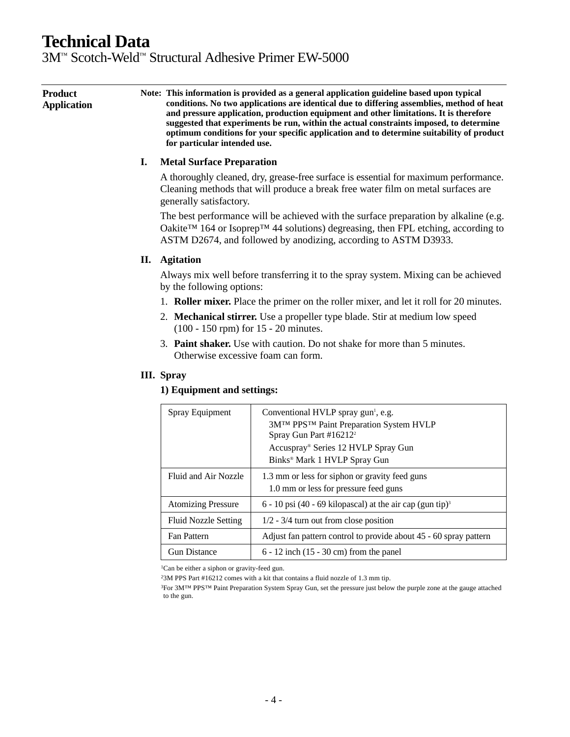# Technical Data

3M™ Scotch-Weld™ Structural Adhesive Primer EW-5000

## Product Application

**Note: This information is provided as a general application guideline based upon typical conditions. No two applications are identical due to differing assemblies, method of heat and pressure application, production equipment and other limitations. It is therefore suggested that experiments be run, within the actual constraints imposed, to determine optimum conditions for your specific application and to determine suitability of product for particular intended use.**

### I. Metal Surface Preparation

A thoroughly cleaned, dry, grease-free surface is essential for maximum performance. Cleaning methods that will produce a break free water film on metal surfaces are generally satisfactory.

The best performance will be achieved with the surface preparation by alkaline (e.g. Oakite™ 164 or Isoprep™ 44 solutions) degreasing, then FPL etching, according to ASTM D2674, and followed by anodizing, according to ASTM D3933.

### II. Agitation

Always mix well before transferring it to the spray system. Mixing can be achieved by the following options:

1. **Roller mixer.** Place the primer on the roller mixer, and let it roll for 20 minutes.
2. **Mechanical stirrer.** Use a propeller type blade. Stir at medium low speed (100 - 150 rpm) for 15 - 20 minutes.
3. **Paint shaker.** Use with caution. Do not shake for more than 5 minutes. Otherwise excessive foam can form.

### III. Spray

**1) Equipment and settings:**

| | |
|---|---|
| Spray Equipment | Conventional HVLP spray gun[1], e.g.<br>3M™ PPS™ Paint Preparation System HVLP Spray Gun Part #16212[2]<br>Accuspray® Series 12 HVLP Spray Gun<br>Binks® Mark 1 HVLP Spray Gun |
| Fluid and Air Nozzle | 1.3 mm or less for siphon or gravity feed guns<br>1.0 mm or less for pressure feed guns |
| Atomizing Pressure | 6 - 10 psi (40 - 69 kilopascal) at the air cap (gun tip)[3] |
| Fluid Nozzle Setting | 1/2 - 3/4 turn out from close position |
| Fan Pattern | Adjust fan pattern control to provide about 45 - 60 spray pattern |
| Gun Distance | 6 - 12 inch (15 - 30 cm) from the panel |

[1]Can be either a siphon or gravity-feed gun.

[2]3M PPS Part #16212 comes with a kit that contains a fluid nozzle of 1.3 mm tip.

[3]For 3M™ PPS™ Paint Preparation System Spray Gun, set the pressure just below the purple zone at the gauge attached to the gun.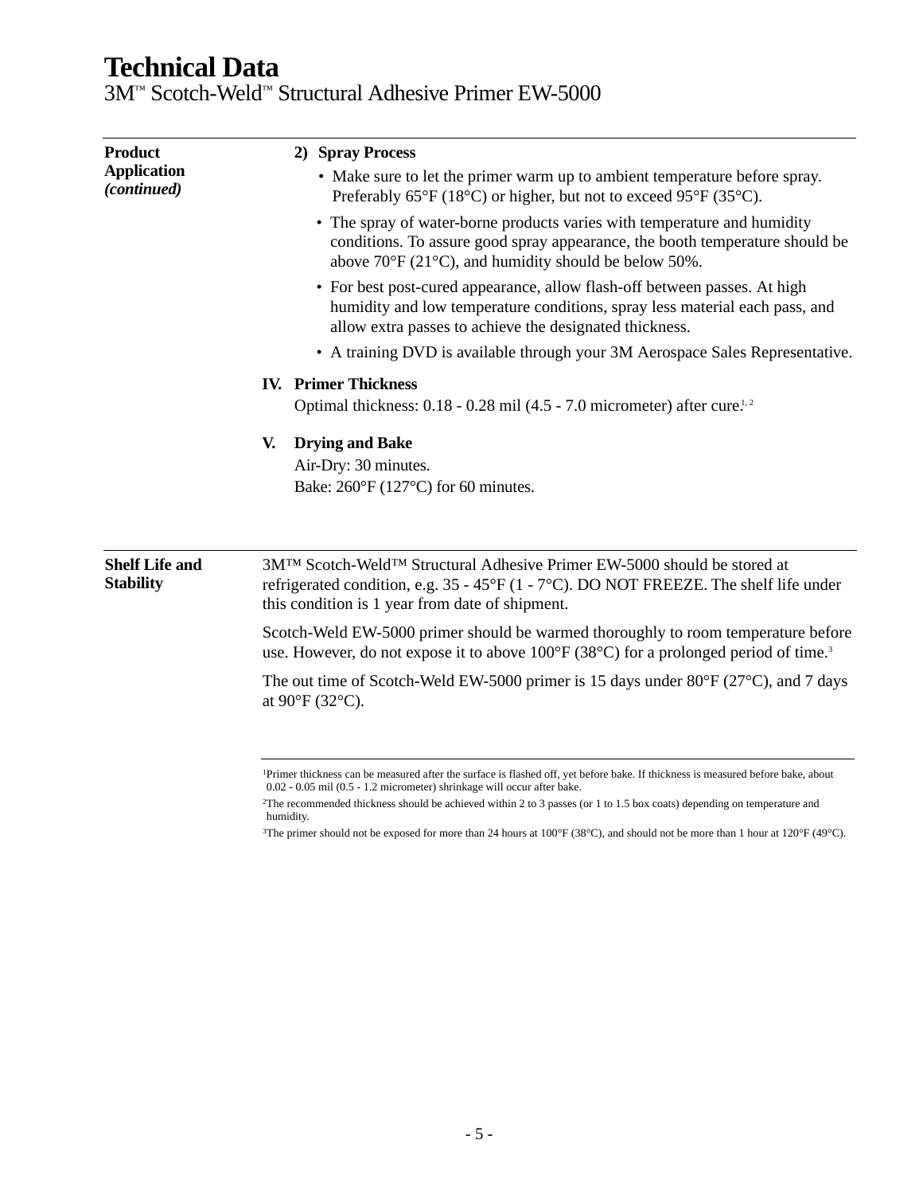# Technical Data

## 3M™ Scotch-Weld™ Structural Adhesive Primer EW-5000

**Product Application *(continued)***

**2) Spray Process**

- Make sure to let the primer warm up to ambient temperature before spray. Preferably 65°F (18°C) or higher, but not to exceed 95°F (35°C).
- The spray of water-borne products varies with temperature and humidity conditions. To assure good spray appearance, the booth temperature should be above 70°F (21°C), and humidity should be below 50%.
- For best post-cured appearance, allow flash-off between passes. At high humidity and low temperature conditions, spray less material each pass, and allow extra passes to achieve the designated thickness.
- A training DVD is available through your 3M Aerospace Sales Representative.

**IV. Primer Thickness**

Optimal thickness: 0.18 - 0.28 mil (4.5 - 7.0 micrometer) after cure.[1, 2]

**V. Drying and Bake**

Air-Dry: 30 minutes.
Bake: 260°F (127°C) for 60 minutes.

**Shelf Life and Stability**

3M™ Scotch-Weld™ Structural Adhesive Primer EW-5000 should be stored at refrigerated condition, e.g. 35 - 45°F (1 - 7°C). DO NOT FREEZE. The shelf life under this condition is 1 year from date of shipment.

Scotch-Weld EW-5000 primer should be warmed thoroughly to room temperature before use. However, do not expose it to above 100°F (38°C) for a prolonged period of time.[3]

The out time of Scotch-Weld EW-5000 primer is 15 days under 80°F (27°C), and 7 days at 90°F (32°C).

---

[1]Primer thickness can be measured after the surface is flashed off, yet before bake. If thickness is measured before bake, about 0.02 - 0.05 mil (0.5 - 1.2 micrometer) shrinkage will occur after bake.

[2]The recommended thickness should be achieved within 2 to 3 passes (or 1 to 1.5 box coats) depending on temperature and humidity.

[3]The primer should not be exposed for more than 24 hours at 100°F (38°C), and should not be more than 1 hour at 120°F (49°C).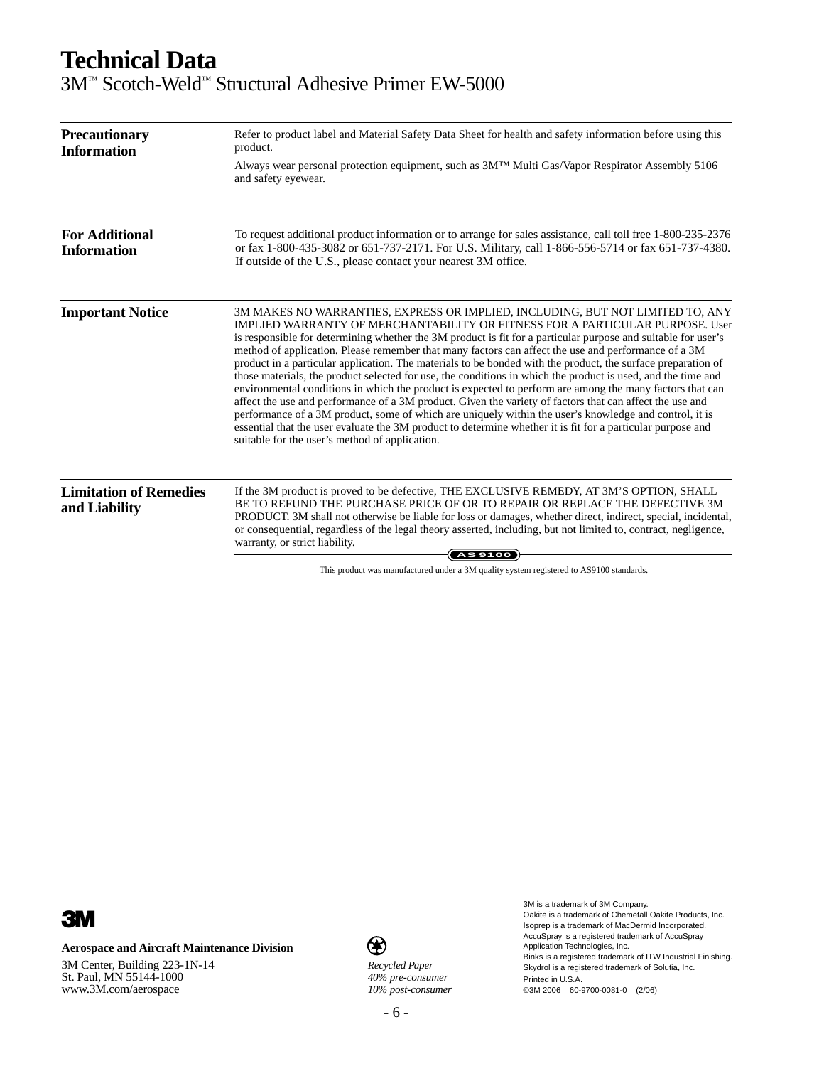# Technical Data

## 3M™ Scotch-Weld™ Structural Adhesive Primer EW-5000

### Precautionary Information

Refer to product label and Material Safety Data Sheet for health and safety information before using this product.

Always wear personal protection equipment, such as 3M™ Multi Gas/Vapor Respirator Assembly 5106 and safety eyewear.

### For Additional Information

To request additional product information or to arrange for sales assistance, call toll free 1-800-235-2376 or fax 1-800-435-3082 or 651-737-2171. For U.S. Military, call 1-866-556-5714 or fax 651-737-4380. If outside of the U.S., please contact your nearest 3M office.

### Important Notice

3M MAKES NO WARRANTIES, EXPRESS OR IMPLIED, INCLUDING, BUT NOT LIMITED TO, ANY IMPLIED WARRANTY OF MERCHANTABILITY OR FITNESS FOR A PARTICULAR PURPOSE. User is responsible for determining whether the 3M product is fit for a particular purpose and suitable for user's method of application. Please remember that many factors can affect the use and performance of a 3M product in a particular application. The materials to be bonded with the product, the surface preparation of those materials, the product selected for use, the conditions in which the product is used, and the time and environmental conditions in which the product is expected to perform are among the many factors that can affect the use and performance of a 3M product. Given the variety of factors that can affect the use and performance of a 3M product, some of which are uniquely within the user's knowledge and control, it is essential that the user evaluate the 3M product to determine whether it is fit for a particular purpose and suitable for the user's method of application.

### Limitation of Remedies and Liability

If the 3M product is proved to be defective, THE EXCLUSIVE REMEDY, AT 3M'S OPTION, SHALL BE TO REFUND THE PURCHASE PRICE OF OR TO REPAIR OR REPLACE THE DEFECTIVE 3M PRODUCT. 3M shall not otherwise be liable for loss or damages, whether direct, indirect, special, incidental, or consequential, regardless of the legal theory asserted, including, but not limited to, contract, negligence, warranty, or strict liability.

AS 9100

This product was manufactured under a 3M quality system registered to AS9100 standards.

3M

**Aerospace and Aircraft Maintenance Division**

3M Center, Building 223-1N-14
St. Paul, MN 55144-1000
www.3M.com/aerospace

*Recycled Paper*
*40% pre-consumer*
*10% post-consumer*

3M is a trademark of 3M Company.
Oakite is a trademark of Chemetall Oakite Products, Inc.
Isoprep is a trademark of MacDermid Incorporated.
AccuSpray is a registered trademark of AccuSpray Application Technologies, Inc.
Binks is a registered trademark of ITW Industrial Finishing.
Skydrol is a registered trademark of Solutia, Inc.
Printed in U.S.A.
©3M 2006 60-9700-0081-0 (2/06)